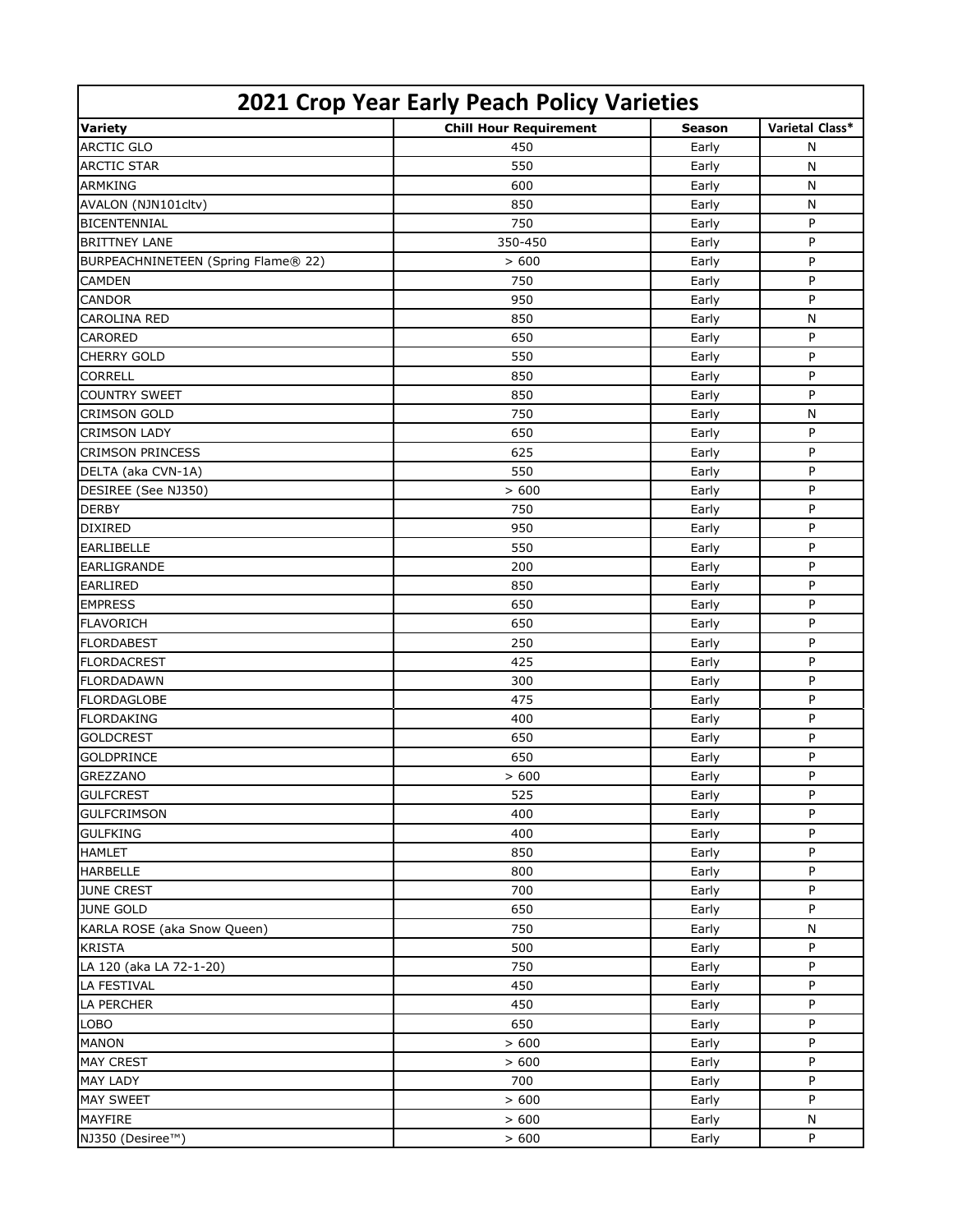# 2021 Crop Year Early Peach Policy Varieties

| Variety | Chill Hour Requirement | Season | Varietal Class* |
|---|---|---|---|
| ARCTIC GLO | 450 | Early | N |
| ARCTIC STAR | 550 | Early | N |
| ARMKING | 600 | Early | N |
| AVALON (NJN101cltv) | 850 | Early | N |
| BICENTENNIAL | 750 | Early | P |
| BRITTNEY LANE | 350-450 | Early | P |
| BURPEACHNINETEEN (Spring Flame® 22) | > 600 | Early | P |
| CAMDEN | 750 | Early | P |
| CANDOR | 950 | Early | P |
| CAROLINA RED | 850 | Early | N |
| CAROLED | 650 | Early | P |
| CHERRY GOLD | 550 | Early | P |
| CORRELL | 850 | Early | P |
| COUNTRY SWEET | 850 | Early | P |
| CRIMSON GOLD | 750 | Early | N |
| CRIMSON LADY | 650 | Early | P |
| CRIMSON PRINCESS | 625 | Early | P |
| DELTA (aka CVN-1A) | 550 | Early | P |
| DESIREE (See NJ350) | > 600 | Early | P |
| DERBY | 750 | Early | P |
| DIXIRED | 950 | Early | P |
| EARLIBELLE | 550 | Early | P |
| EARLIGRANDE | 200 | Early | P |
| EARLIRED | 850 | Early | P |
| EMPRESS | 650 | Early | P |
| FLAVORICH | 650 | Early | P |
| FLORDABEST | 250 | Early | P |
| FLORDACREST | 425 | Early | P |
| FLORDADAWN | 300 | Early | P |
| FLORDAGLOBE | 475 | Early | P |
| FLORDAKING | 400 | Early | P |
| GOLDCREST | 650 | Early | P |
| GOLDPRINCE | 650 | Early | P |
| GREZZANO | > 600 | Early | P |
| GULFCREST | 525 | Early | P |
| GULFCRIMSON | 400 | Early | P |
| GULFKING | 400 | Early | P |
| HAMLET | 850 | Early | P |
| HARBELLE | 800 | Early | P |
| JUNE CREST | 700 | Early | P |
| JUNE GOLD | 650 | Early | P |
| KARLA ROSE (aka Snow Queen) | 750 | Early | N |
| KRISTA | 500 | Early | P |
| LA 120 (aka LA 72-1-20) | 750 | Early | P |
| LA FESTIVAL | 450 | Early | P |
| LA PERCHER | 450 | Early | P |
| LOBO | 650 | Early | P |
| MANON | > 600 | Early | P |
| MAY CREST | > 600 | Early | P |
| MAY LADY | 700 | Early | P |
| MAY SWEET | > 600 | Early | P |
| MAYFIRE | > 600 | Early | N |
| NJ350 (Desiree™) | > 600 | Early | P |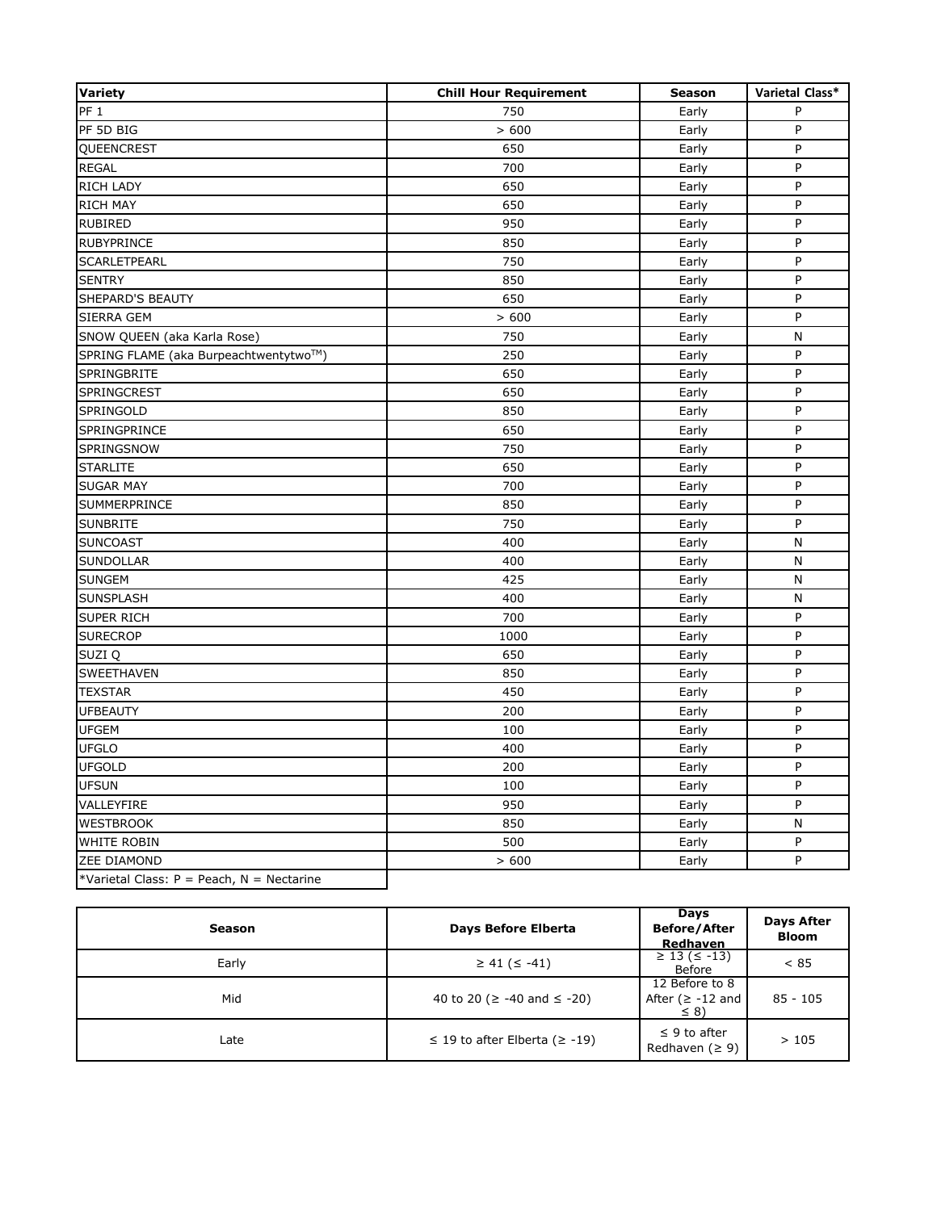| Variety | Chill Hour Requirement | Season | Varietal Class* |
|---|---|---|---|
| PF 1 | 750 | Early | P |
| PF 5D BIG | > 600 | Early | P |
| QUEENCREST | 650 | Early | P |
| REGAL | 700 | Early | P |
| RICH LADY | 650 | Early | P |
| RICH MAY | 650 | Early | P |
| RUBIRED | 950 | Early | P |
| RUBYPRINCE | 850 | Early | P |
| SCARLETPEARL | 750 | Early | P |
| SENTRY | 850 | Early | P |
| SHEPARD'S BEAUTY | 650 | Early | P |
| SIERRA GEM | > 600 | Early | P |
| SNOW QUEEN (aka Karla Rose) | 750 | Early | N |
| SPRING FLAME (aka Burpeachtwentytwo™) | 250 | Early | P |
| SPRINGBRITE | 650 | Early | P |
| SPRINGCREST | 650 | Early | P |
| SPRINGOLD | 850 | Early | P |
| SPRINGPRINCE | 650 | Early | P |
| SPRINGSNOW | 750 | Early | P |
| STARLITE | 650 | Early | P |
| SUGAR MAY | 700 | Early | P |
| SUMMERPRINCE | 850 | Early | P |
| SUNBRITE | 750 | Early | P |
| SUNCOAST | 400 | Early | N |
| SUNDOLLAR | 400 | Early | N |
| SUNGEM | 425 | Early | N |
| SUNSPLASH | 400 | Early | N |
| SUPER RICH | 700 | Early | P |
| SURECROP | 1000 | Early | P |
| SUZI Q | 650 | Early | P |
| SWEETHAVEN | 850 | Early | P |
| TEXSTAR | 450 | Early | P |
| UFBEAUTY | 200 | Early | P |
| UFGEM | 100 | Early | P |
| UFGLO | 400 | Early | P |
| UFGOLD | 200 | Early | P |
| UFSUN | 100 | Early | P |
| VALLEYFIRE | 950 | Early | P |
| WESTBROOK | 850 | Early | N |
| WHITE ROBIN | 500 | Early | P |
| ZEE DIAMOND | > 600 | Early | P |

*Varietal Class: P = Peach, N = Nectarine

| Season | Days Before Elberta | Days Before/After Redhaven | Days After Bloom |
|---|---|---|---|
| Early | ≥ 41 (≤ -41) | ≥ 13 (≤ -13) Before | < 85 |
| Mid | 40 to 20 (≥ -40 and ≤ -20) | 12 Before to 8 After (≥ -12 and ≤ 8) | 85 - 105 |
| Late | ≤ 19 to after Elberta (≥ -19) | ≤ 9 to after Redhaven (≥ 9) | > 105 |